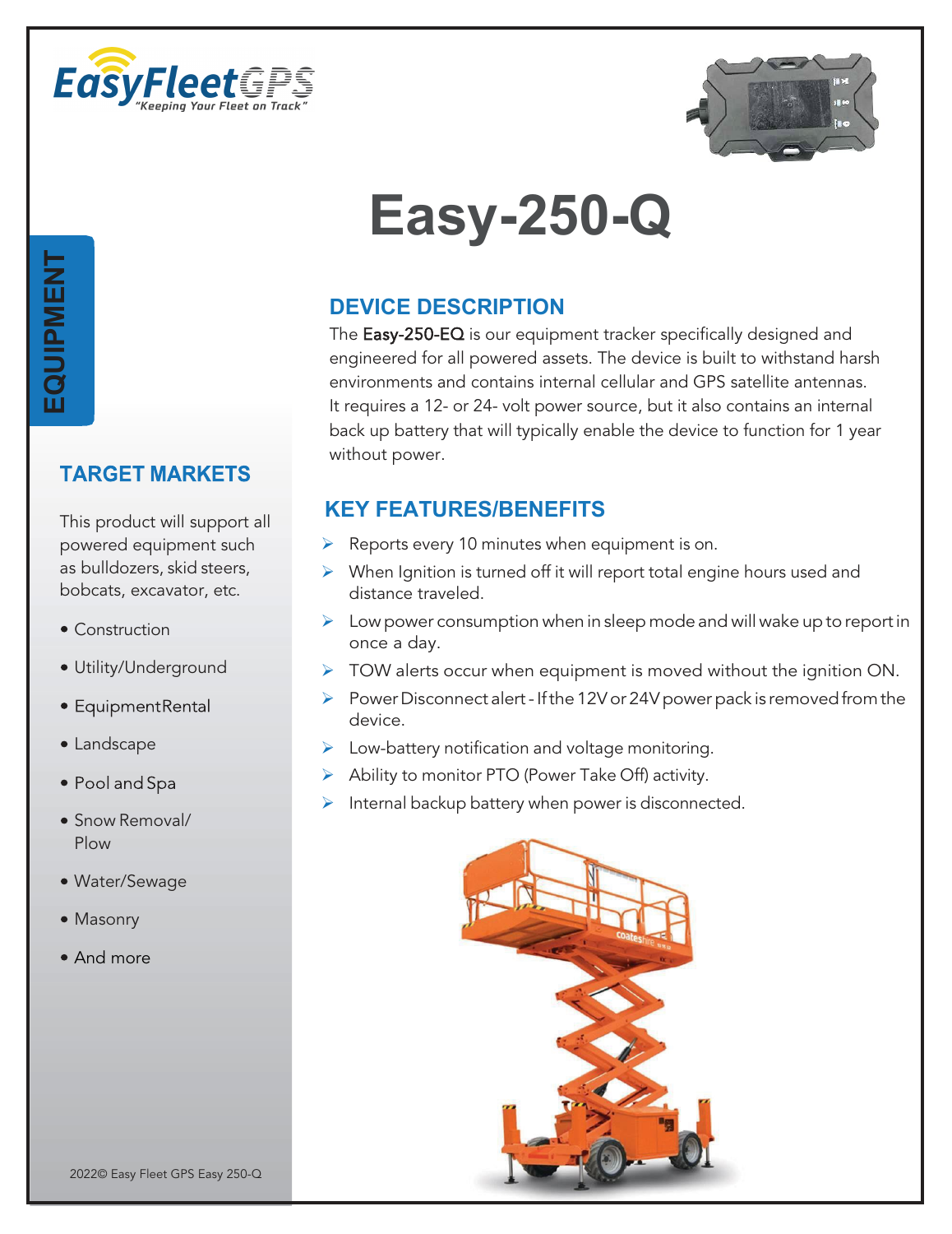EasyFleetGPS
"Keeping Your Fleet on Track"

# Easy-250-Q

EQUIPMENT

## TARGET MARKETS

This product will support all powered equipment such as bulldozers, skid steers, bobcats, excavator, etc.

- Construction
- Utility/Underground
- EquipmentRental
- Landscape
- Pool and Spa
- Snow Removal/ Plow
- Water/Sewage
- Masonry
- And more

## DEVICE DESCRIPTION

The Easy-250-EQ is our equipment tracker specifically designed and engineered for all powered assets. The device is built to withstand harsh environments and contains internal cellular and GPS satellite antennas. It requires a 12- or 24- volt power source, but it also contains an internal back up battery that will typically enable the device to function for 1 year without power.

## KEY FEATURES/BENEFITS

- Reports every 10 minutes when equipment is on.
- When Ignition is turned off it will report total engine hours used and distance traveled.
- Low power consumption when in sleep mode and will wake up to report in once a day.
- TOW alerts occur when equipment is moved without the ignition ON.
- Power Disconnect alert - If the 12V or 24V power pack is removed from the device.
- Low-battery notification and voltage monitoring.
- Ability to monitor PTO (Power Take Off) activity.
- Internal backup battery when power is disconnected.

2022© Easy Fleet GPS Easy 250-Q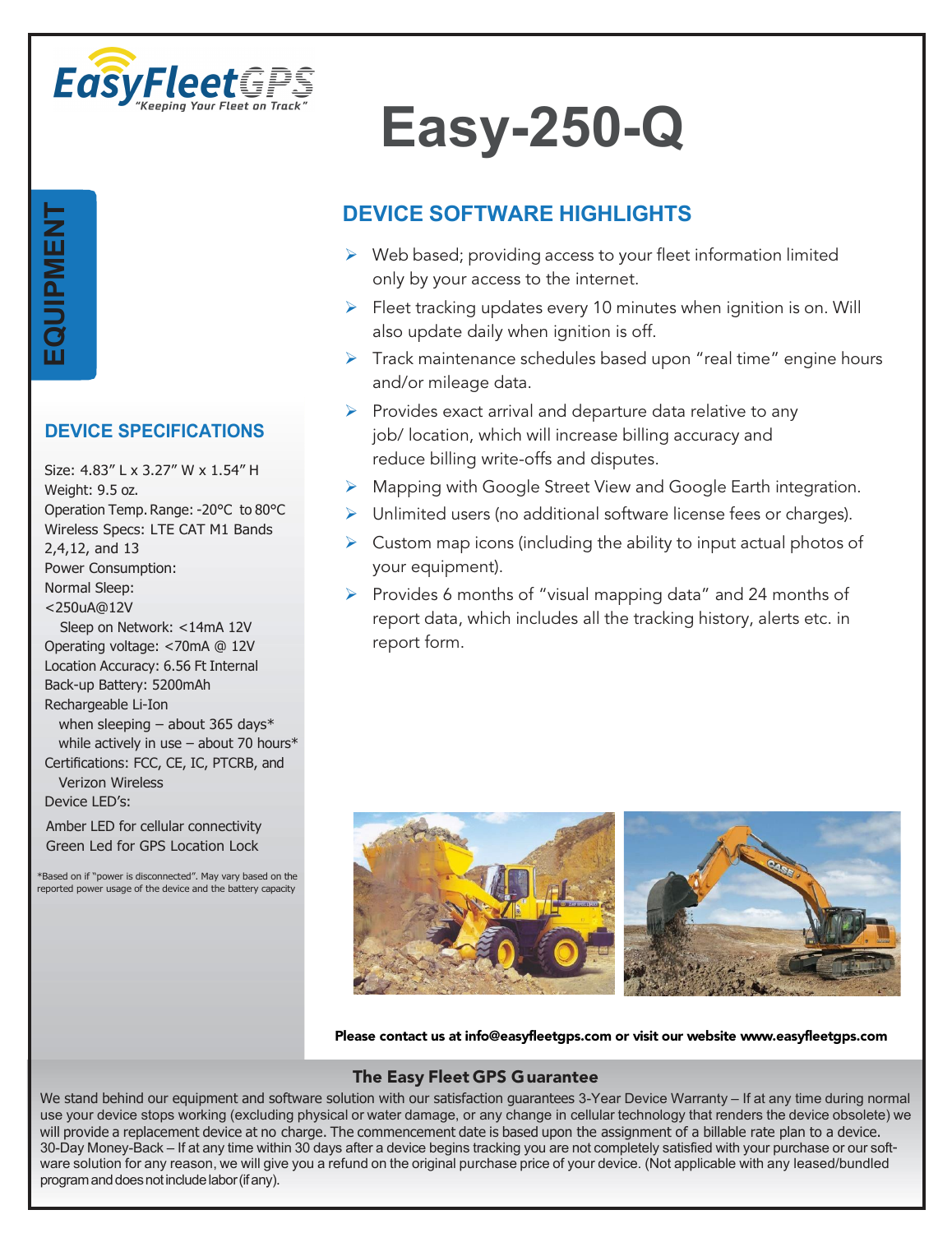EasyFleetGPS
"Keeping Your Fleet on Track"

# Easy-250-Q

EQUIPMENT

## DEVICE SPECIFICATIONS

Size: 4.83" L x 3.27" W x 1.54" H
Weight: 9.5 oz.
Operation Temp. Range: -20°C to 80°C
Wireless Specs: LTE CAT M1 Bands 2,4,12, and 13
Power Consumption:
Normal Sleep:
<250uA@12V
Sleep on Network: <14mA 12V
Operating voltage: <70mA @ 12V
Location Accuracy: 6.56 Ft Internal
Back-up Battery: 5200mAh
Rechargeable Li-Ion
when sleeping – about 365 days*
while actively in use – about 70 hours*
Certifications: FCC, CE, IC, PTCRB, and Verizon Wireless
Device LED's:

Amber LED for cellular connectivity
Green Led for GPS Location Lock

*Based on if "power is disconnected". May vary based on the reported power usage of the device and the battery capacity

## DEVICE SOFTWARE HIGHLIGHTS

- Web based; providing access to your fleet information limited only by your access to the internet.
- Fleet tracking updates every 10 minutes when ignition is on. Will also update daily when ignition is off.
- Track maintenance schedules based upon "real time" engine hours and/or mileage data.
- Provides exact arrival and departure data relative to any job/ location, which will increase billing accuracy and reduce billing write-offs and disputes.
- Mapping with Google Street View and Google Earth integration.
- Unlimited users (no additional software license fees or charges).
- Custom map icons (including the ability to input actual photos of your equipment).
- Provides 6 months of "visual mapping data" and 24 months of report data, which includes all the tracking history, alerts etc. in report form.

**Please contact us at info@easyfleetgps.com or visit our website www.easyfleetgps.com**

### The Easy Fleet GPS Guarantee

We stand behind our equipment and software solution with our satisfaction guarantees 3-Year Device Warranty – If at any time during normal use your device stops working (excluding physical or water damage, or any change in cellular technology that renders the device obsolete) we will provide a replacement device at no charge. The commencement date is based upon the assignment of a billable rate plan to a device.
30-Day Money-Back – If at any time within 30 days after a device begins tracking you are not completely satisfied with your purchase or our software solution for any reason, we will give you a refund on the original purchase price of your device. (Not applicable with any leased/bundled program and does not include labor (if any).